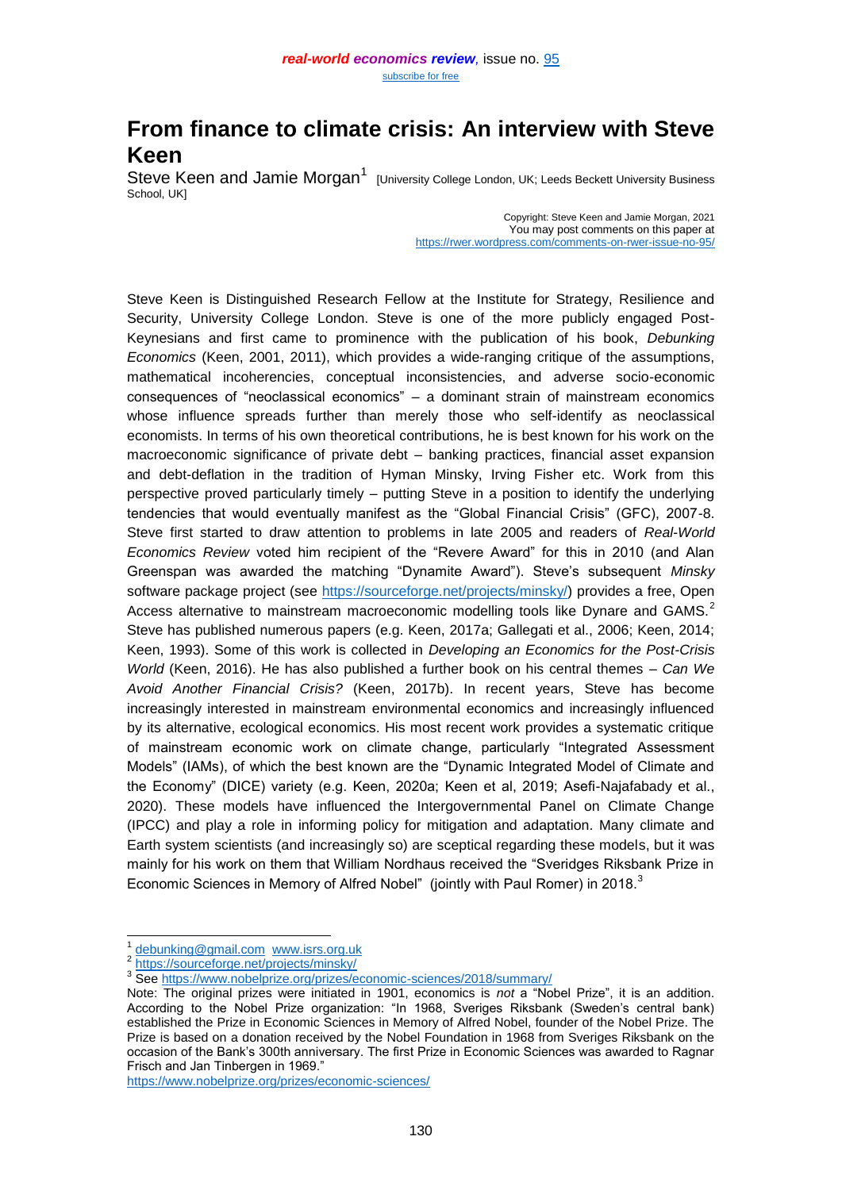# From finance to climate crisis: An interview with Steve Keen

Steve Keen and Jamie Morgan[1] [University College London, UK; Leeds Beckett University Business School, UK]

Copyright: Steve Keen and Jamie Morgan, 2021
You may post comments on this paper at
https://rwer.wordpress.com/comments-on-rwer-issue-no-95/

Steve Keen is Distinguished Research Fellow at the Institute for Strategy, Resilience and Security, University College London. Steve is one of the more publicly engaged Post-Keynesians and first came to prominence with the publication of his book, *Debunking Economics* (Keen, 2001, 2011), which provides a wide-ranging critique of the assumptions, mathematical incoherencies, conceptual inconsistencies, and adverse socio-economic consequences of "neoclassical economics" – a dominant strain of mainstream economics whose influence spreads further than merely those who self-identify as neoclassical economists. In terms of his own theoretical contributions, he is best known for his work on the macroeconomic significance of private debt – banking practices, financial asset expansion and debt-deflation in the tradition of Hyman Minsky, Irving Fisher etc. Work from this perspective proved particularly timely – putting Steve in a position to identify the underlying tendencies that would eventually manifest as the "Global Financial Crisis" (GFC), 2007-8. Steve first started to draw attention to problems in late 2005 and readers of *Real-World Economics Review* voted him recipient of the "Revere Award" for this in 2010 (and Alan Greenspan was awarded the matching "Dynamite Award"). Steve's subsequent *Minsky* software package project (see https://sourceforge.net/projects/minsky/) provides a free, Open Access alternative to mainstream macroeconomic modelling tools like Dynare and GAMS.[2] Steve has published numerous papers (e.g. Keen, 2017a; Gallegati et al., 2006; Keen, 2014; Keen, 1993). Some of this work is collected in *Developing an Economics for the Post-Crisis World* (Keen, 2016). He has also published a further book on his central themes – *Can We Avoid Another Financial Crisis?* (Keen, 2017b). In recent years, Steve has become increasingly interested in mainstream environmental economics and increasingly influenced by its alternative, ecological economics. His most recent work provides a systematic critique of mainstream economic work on climate change, particularly "Integrated Assessment Models" (IAMs), of which the best known are the "Dynamic Integrated Model of Climate and the Economy" (DICE) variety (e.g. Keen, 2020a; Keen et al, 2019; Asefi-Najafabady et al., 2020). These models have influenced the Intergovernmental Panel on Climate Change (IPCC) and play a role in informing policy for mitigation and adaptation. Many climate and Earth system scientists (and increasingly so) are sceptical regarding these models, but it was mainly for his work on them that William Nordhaus received the "Sveridges Riksbank Prize in Economic Sciences in Memory of Alfred Nobel" (jointly with Paul Romer) in 2018.[3]

---

[1] debunking@gmail.com www.isrs.org.uk

[2] https://sourceforge.net/projects/minsky/

[3] See https://www.nobelprize.org/prizes/economic-sciences/2018/summary/

Note: The original prizes were initiated in 1901, economics is *not* a "Nobel Prize", it is an addition. According to the Nobel Prize organization: "In 1968, Sveriges Riksbank (Sweden's central bank) established the Prize in Economic Sciences in Memory of Alfred Nobel, founder of the Nobel Prize. The Prize is based on a donation received by the Nobel Foundation in 1968 from Sveriges Riksbank on the occasion of the Bank's 300th anniversary. The first Prize in Economic Sciences was awarded to Ragnar Frisch and Jan Tinbergen in 1969."
https://www.nobelprize.org/prizes/economic-sciences/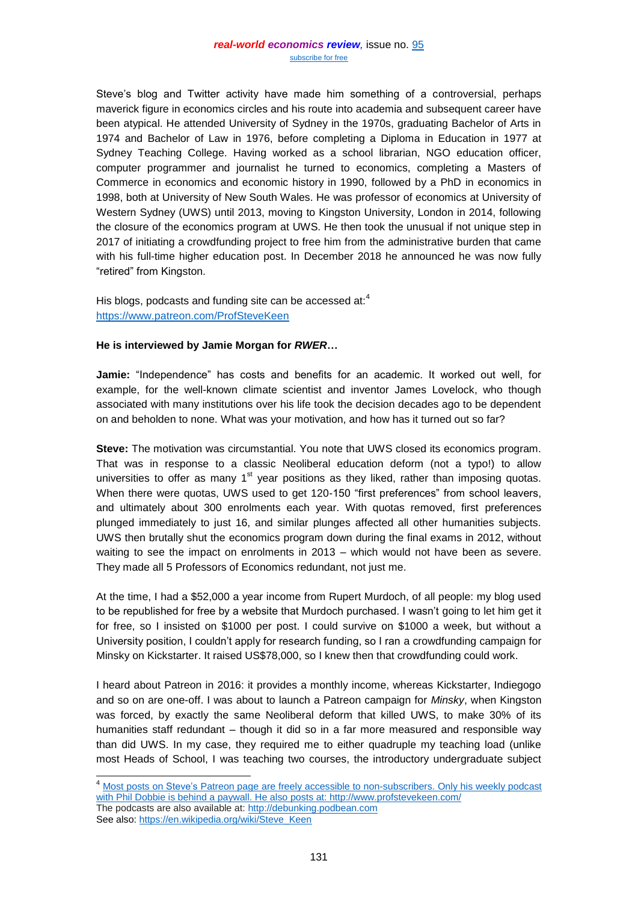Steve's blog and Twitter activity have made him something of a controversial, perhaps maverick figure in economics circles and his route into academia and subsequent career have been atypical. He attended University of Sydney in the 1970s, graduating Bachelor of Arts in 1974 and Bachelor of Law in 1976, before completing a Diploma in Education in 1977 at Sydney Teaching College. Having worked as a school librarian, NGO education officer, computer programmer and journalist he turned to economics, completing a Masters of Commerce in economics and economic history in 1990, followed by a PhD in economics in 1998, both at University of New South Wales. He was professor of economics at University of Western Sydney (UWS) until 2013, moving to Kingston University, London in 2014, following the closure of the economics program at UWS. He then took the unusual if not unique step in 2017 of initiating a crowdfunding project to free him from the administrative burden that came with his full-time higher education post. In December 2018 he announced he was now fully "retired" from Kingston.

His blogs, podcasts and funding site can be accessed at:[4]
https://www.patreon.com/ProfSteveKeen

**He is interviewed by Jamie Morgan for *RWER*…**

**Jamie:** "Independence" has costs and benefits for an academic. It worked out well, for example, for the well-known climate scientist and inventor James Lovelock, who though associated with many institutions over his life took the decision decades ago to be dependent on and beholden to none. What was your motivation, and how has it turned out so far?

**Steve:** The motivation was circumstantial. You note that UWS closed its economics program. That was in response to a classic Neoliberal education deform (not a typo!) to allow universities to offer as many 1st year positions as they liked, rather than imposing quotas. When there were quotas, UWS used to get 120-150 "first preferences" from school leavers, and ultimately about 300 enrolments each year. With quotas removed, first preferences plunged immediately to just 16, and similar plunges affected all other humanities subjects. UWS then brutally shut the economics program down during the final exams in 2012, without waiting to see the impact on enrolments in 2013 – which would not have been as severe. They made all 5 Professors of Economics redundant, not just me.

At the time, I had a $52,000 a year income from Rupert Murdoch, of all people: my blog used to be republished for free by a website that Murdoch purchased. I wasn't going to let him get it for free, so I insisted on $1000 per post. I could survive on $1000 a week, but without a University position, I couldn't apply for research funding, so I ran a crowdfunding campaign for Minsky on Kickstarter. It raised US$78,000, so I knew then that crowdfunding could work.

I heard about Patreon in 2016: it provides a monthly income, whereas Kickstarter, Indiegogo and so on are one-off. I was about to launch a Patreon campaign for *Minsky*, when Kingston was forced, by exactly the same Neoliberal deform that killed UWS, to make 30% of its humanities staff redundant – though it did so in a far more measured and responsible way than did UWS. In my case, they required me to either quadruple my teaching load (unlike most Heads of School, I was teaching two courses, the introductory undergraduate subject

---

[4] Most posts on Steve's Patreon page are freely accessible to non-subscribers. Only his weekly podcast with Phil Dobbie is behind a paywall. He also posts at: http://www.profstevekeen.com/
The podcasts are also available at: http://debunking.podbean.com
See also: https://en.wikipedia.org/wiki/Steve_Keen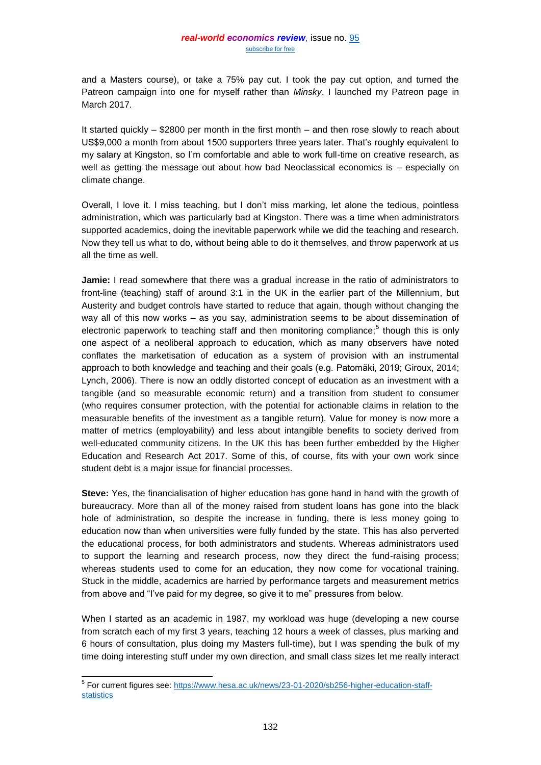and a Masters course), or take a 75% pay cut. I took the pay cut option, and turned the Patreon campaign into one for myself rather than *Minsky*. I launched my Patreon page in March 2017.

It started quickly – $2800 per month in the first month – and then rose slowly to reach about US$9,000 a month from about 1500 supporters three years later. That's roughly equivalent to my salary at Kingston, so I'm comfortable and able to work full-time on creative research, as well as getting the message out about how bad Neoclassical economics is – especially on climate change.

Overall, I love it. I miss teaching, but I don't miss marking, let alone the tedious, pointless administration, which was particularly bad at Kingston. There was a time when administrators supported academics, doing the inevitable paperwork while we did the teaching and research. Now they tell us what to do, without being able to do it themselves, and throw paperwork at us all the time as well.

**Jamie:** I read somewhere that there was a gradual increase in the ratio of administrators to front-line (teaching) staff of around 3:1 in the UK in the earlier part of the Millennium, but Austerity and budget controls have started to reduce that again, though without changing the way all of this now works – as you say, administration seems to be about dissemination of electronic paperwork to teaching staff and then monitoring compliance;[5] though this is only one aspect of a neoliberal approach to education, which as many observers have noted conflates the marketisation of education as a system of provision with an instrumental approach to both knowledge and teaching and their goals (e.g. Patomäki, 2019; Giroux, 2014; Lynch, 2006). There is now an oddly distorted concept of education as an investment with a tangible (and so measurable economic return) and a transition from student to consumer (who requires consumer protection, with the potential for actionable claims in relation to the measurable benefits of the investment as a tangible return). Value for money is now more a matter of metrics (employability) and less about intangible benefits to society derived from well-educated community citizens. In the UK this has been further embedded by the Higher Education and Research Act 2017. Some of this, of course, fits with your own work since student debt is a major issue for financial processes.

**Steve:** Yes, the financialisation of higher education has gone hand in hand with the growth of bureaucracy. More than all of the money raised from student loans has gone into the black hole of administration, so despite the increase in funding, there is less money going to education now than when universities were fully funded by the state. This has also perverted the educational process, for both administrators and students. Whereas administrators used to support the learning and research process, now they direct the fund-raising process; whereas students used to come for an education, they now come for vocational training. Stuck in the middle, academics are harried by performance targets and measurement metrics from above and "I've paid for my degree, so give it to me" pressures from below.

When I started as an academic in 1987, my workload was huge (developing a new course from scratch each of my first 3 years, teaching 12 hours a week of classes, plus marking and 6 hours of consultation, plus doing my Masters full-time), but I was spending the bulk of my time doing interesting stuff under my own direction, and small class sizes let me really interact

---

[5] For current figures see: https://www.hesa.ac.uk/news/23-01-2020/sb256-higher-education-staff-statistics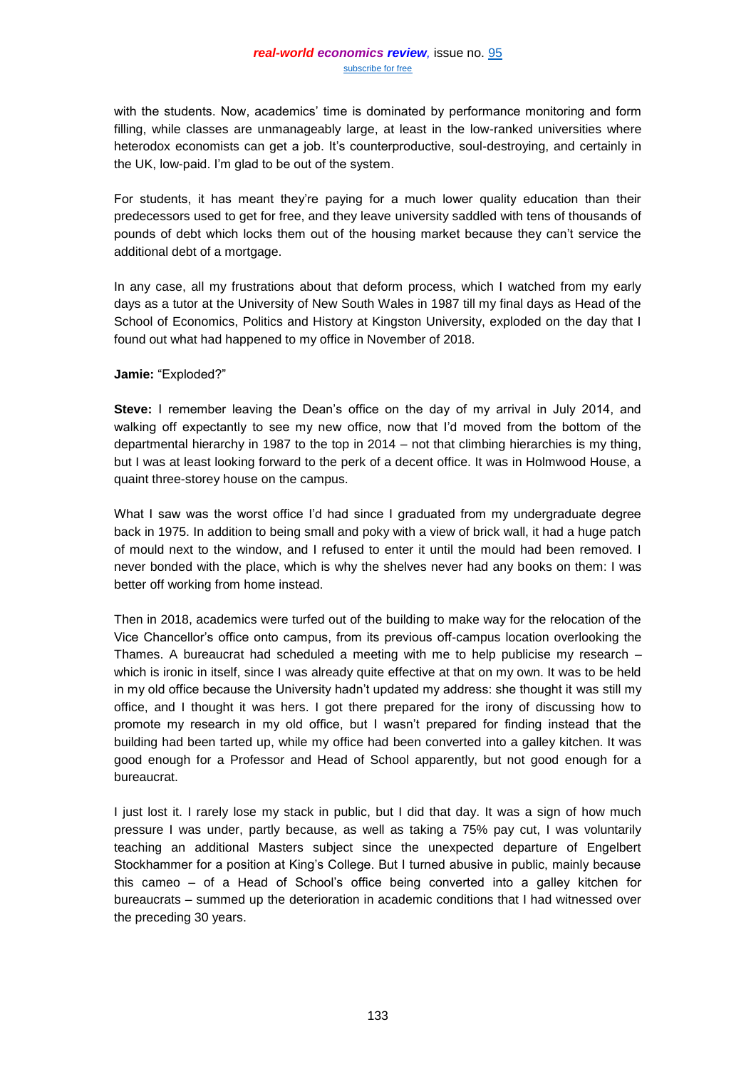with the students. Now, academics' time is dominated by performance monitoring and form filling, while classes are unmanageably large, at least in the low-ranked universities where heterodox economists can get a job. It's counterproductive, soul-destroying, and certainly in the UK, low-paid. I'm glad to be out of the system.

For students, it has meant they're paying for a much lower quality education than their predecessors used to get for free, and they leave university saddled with tens of thousands of pounds of debt which locks them out of the housing market because they can't service the additional debt of a mortgage.

In any case, all my frustrations about that deform process, which I watched from my early days as a tutor at the University of New South Wales in 1987 till my final days as Head of the School of Economics, Politics and History at Kingston University, exploded on the day that I found out what had happened to my office in November of 2018.

**Jamie:** "Exploded?"

**Steve:** I remember leaving the Dean's office on the day of my arrival in July 2014, and walking off expectantly to see my new office, now that I'd moved from the bottom of the departmental hierarchy in 1987 to the top in 2014 – not that climbing hierarchies is my thing, but I was at least looking forward to the perk of a decent office. It was in Holmwood House, a quaint three-storey house on the campus.

What I saw was the worst office I'd had since I graduated from my undergraduate degree back in 1975. In addition to being small and poky with a view of brick wall, it had a huge patch of mould next to the window, and I refused to enter it until the mould had been removed. I never bonded with the place, which is why the shelves never had any books on them: I was better off working from home instead.

Then in 2018, academics were turfed out of the building to make way for the relocation of the Vice Chancellor's office onto campus, from its previous off-campus location overlooking the Thames. A bureaucrat had scheduled a meeting with me to help publicise my research – which is ironic in itself, since I was already quite effective at that on my own. It was to be held in my old office because the University hadn't updated my address: she thought it was still my office, and I thought it was hers. I got there prepared for the irony of discussing how to promote my research in my old office, but I wasn't prepared for finding instead that the building had been tarted up, while my office had been converted into a galley kitchen. It was good enough for a Professor and Head of School apparently, but not good enough for a bureaucrat.

I just lost it. I rarely lose my stack in public, but I did that day. It was a sign of how much pressure I was under, partly because, as well as taking a 75% pay cut, I was voluntarily teaching an additional Masters subject since the unexpected departure of Engelbert Stockhammer for a position at King's College. But I turned abusive in public, mainly because this cameo – of a Head of School's office being converted into a galley kitchen for bureaucrats – summed up the deterioration in academic conditions that I had witnessed over the preceding 30 years.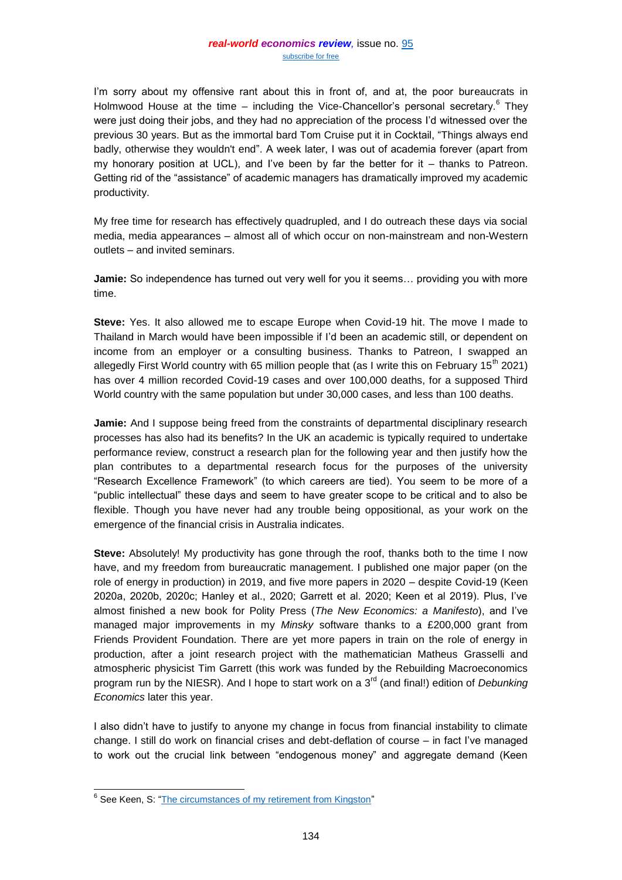I'm sorry about my offensive rant about this in front of, and at, the poor bureaucrats in Holmwood House at the time – including the Vice-Chancellor's personal secretary.[6] They were just doing their jobs, and they had no appreciation of the process I'd witnessed over the previous 30 years. But as the immortal bard Tom Cruise put it in Cocktail, "Things always end badly, otherwise they wouldn't end". A week later, I was out of academia forever (apart from my honorary position at UCL), and I've been by far the better for it – thanks to Patreon. Getting rid of the "assistance" of academic managers has dramatically improved my academic productivity.

My free time for research has effectively quadrupled, and I do outreach these days via social media, media appearances – almost all of which occur on non-mainstream and non-Western outlets – and invited seminars.

**Jamie:** So independence has turned out very well for you it seems… providing you with more time.

**Steve:** Yes. It also allowed me to escape Europe when Covid-19 hit. The move I made to Thailand in March would have been impossible if I'd been an academic still, or dependent on income from an employer or a consulting business. Thanks to Patreon, I swapped an allegedly First World country with 65 million people that (as I write this on February 15th 2021) has over 4 million recorded Covid-19 cases and over 100,000 deaths, for a supposed Third World country with the same population but under 30,000 cases, and less than 100 deaths.

**Jamie:** And I suppose being freed from the constraints of departmental disciplinary research processes has also had its benefits? In the UK an academic is typically required to undertake performance review, construct a research plan for the following year and then justify how the plan contributes to a departmental research focus for the purposes of the university "Research Excellence Framework" (to which careers are tied). You seem to be more of a "public intellectual" these days and seem to have greater scope to be critical and to also be flexible. Though you have never had any trouble being oppositional, as your work on the emergence of the financial crisis in Australia indicates.

**Steve:** Absolutely! My productivity has gone through the roof, thanks both to the time I now have, and my freedom from bureaucratic management. I published one major paper (on the role of energy in production) in 2019, and five more papers in 2020 – despite Covid-19 (Keen 2020a, 2020b, 2020c; Hanley et al., 2020; Garrett et al. 2020; Keen et al 2019). Plus, I've almost finished a new book for Polity Press (*The New Economics: a Manifesto*), and I've managed major improvements in my *Minsky* software thanks to a £200,000 grant from Friends Provident Foundation. There are yet more papers in train on the role of energy in production, after a joint research project with the mathematician Matheus Grasselli and atmospheric physicist Tim Garrett (this work was funded by the Rebuilding Macroeconomics program run by the NIESR). And I hope to start work on a 3rd (and final!) edition of *Debunking Economics* later this year.

I also didn't have to justify to anyone my change in focus from financial instability to climate change. I still do work on financial crises and debt-deflation of course – in fact I've managed to work out the crucial link between "endogenous money" and aggregate demand (Keen

---

[6] See Keen, S: "The circumstances of my retirement from Kingston"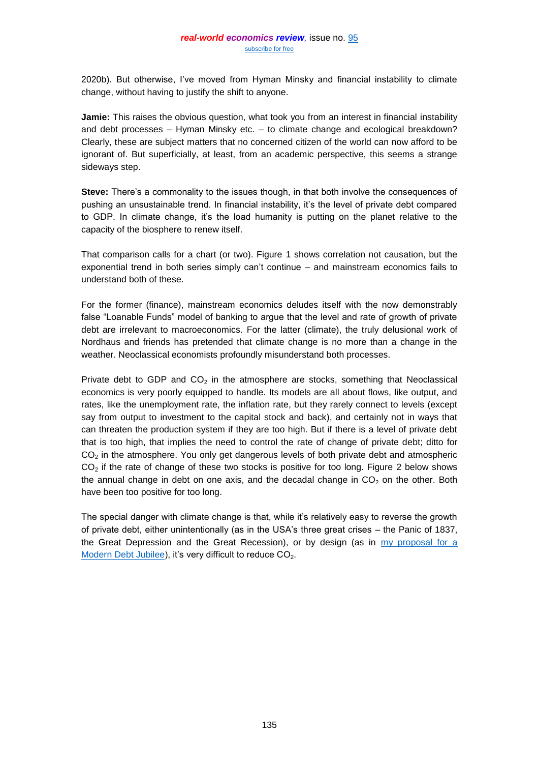2020b). But otherwise, I've moved from Hyman Minsky and financial instability to climate change, without having to justify the shift to anyone.

**Jamie:** This raises the obvious question, what took you from an interest in financial instability and debt processes – Hyman Minsky etc. – to climate change and ecological breakdown? Clearly, these are subject matters that no concerned citizen of the world can now afford to be ignorant of. But superficially, at least, from an academic perspective, this seems a strange sideways step.

**Steve:** There's a commonality to the issues though, in that both involve the consequences of pushing an unsustainable trend. In financial instability, it's the level of private debt compared to GDP. In climate change, it's the load humanity is putting on the planet relative to the capacity of the biosphere to renew itself.

That comparison calls for a chart (or two). Figure 1 shows correlation not causation, but the exponential trend in both series simply can't continue – and mainstream economics fails to understand both of these.

For the former (finance), mainstream economics deludes itself with the now demonstrably false "Loanable Funds" model of banking to argue that the level and rate of growth of private debt are irrelevant to macroeconomics. For the latter (climate), the truly delusional work of Nordhaus and friends has pretended that climate change is no more than a change in the weather. Neoclassical economists profoundly misunderstand both processes.

Private debt to GDP and $CO_2$ in the atmosphere are stocks, something that Neoclassical economics is very poorly equipped to handle. Its models are all about flows, like output, and rates, like the unemployment rate, the inflation rate, but they rarely connect to levels (except say from output to investment to the capital stock and back), and certainly not in ways that can threaten the production system if they are too high. But if there is a level of private debt that is too high, that implies the need to control the rate of change of private debt; ditto for $CO_2$ in the atmosphere. You only get dangerous levels of both private debt and atmospheric $CO_2$ if the rate of change of these two stocks is positive for too long. Figure 2 below shows the annual change in debt on one axis, and the decadal change in $CO_2$ on the other. Both have been too positive for too long.

The special danger with climate change is that, while it's relatively easy to reverse the growth of private debt, either unintentionally (as in the USA's three great crises – the Panic of 1837, the Great Depression and the Great Recession), or by design (as in my proposal for a Modern Debt Jubilee), it's very difficult to reduce $CO_2$.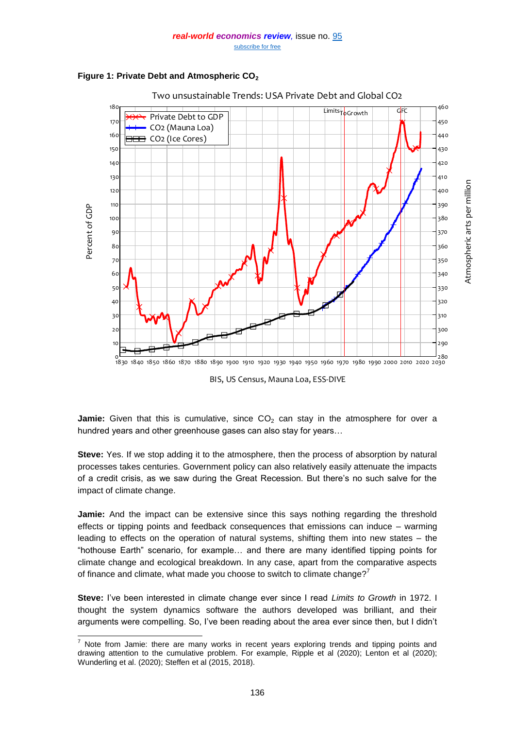**Figure 1: Private Debt and Atmospheric $CO_2$**

Two unsustainable Trends: USA Private Debt and Global CO2

BIS, US Census, Mauna Loa, ESS-DIVE

**Jamie:** Given that this is cumulative, since $CO_2$ can stay in the atmosphere for over a hundred years and other greenhouse gases can also stay for years…

**Steve:** Yes. If we stop adding it to the atmosphere, then the process of absorption by natural processes takes centuries. Government policy can also relatively easily attenuate the impacts of a credit crisis, as we saw during the Great Recession. But there's no such salve for the impact of climate change.

**Jamie:** And the impact can be extensive since this says nothing regarding the threshold effects or tipping points and feedback consequences that emissions can induce – warming leading to effects on the operation of natural systems, shifting them into new states – the "hothouse Earth" scenario, for example… and there are many identified tipping points for climate change and ecological breakdown. In any case, apart from the comparative aspects of finance and climate, what made you choose to switch to climate change?[7]

**Steve:** I've been interested in climate change ever since I read *Limits to Growth* in 1972. I thought the system dynamics software the authors developed was brilliant, and their arguments were compelling. So, I've been reading about the area ever since then, but I didn't

---

[7] Note from Jamie: there are many works in recent years exploring trends and tipping points and drawing attention to the cumulative problem. For example, Ripple et al (2020); Lenton et al (2020); Wunderling et al. (2020); Steffen et al (2015, 2018).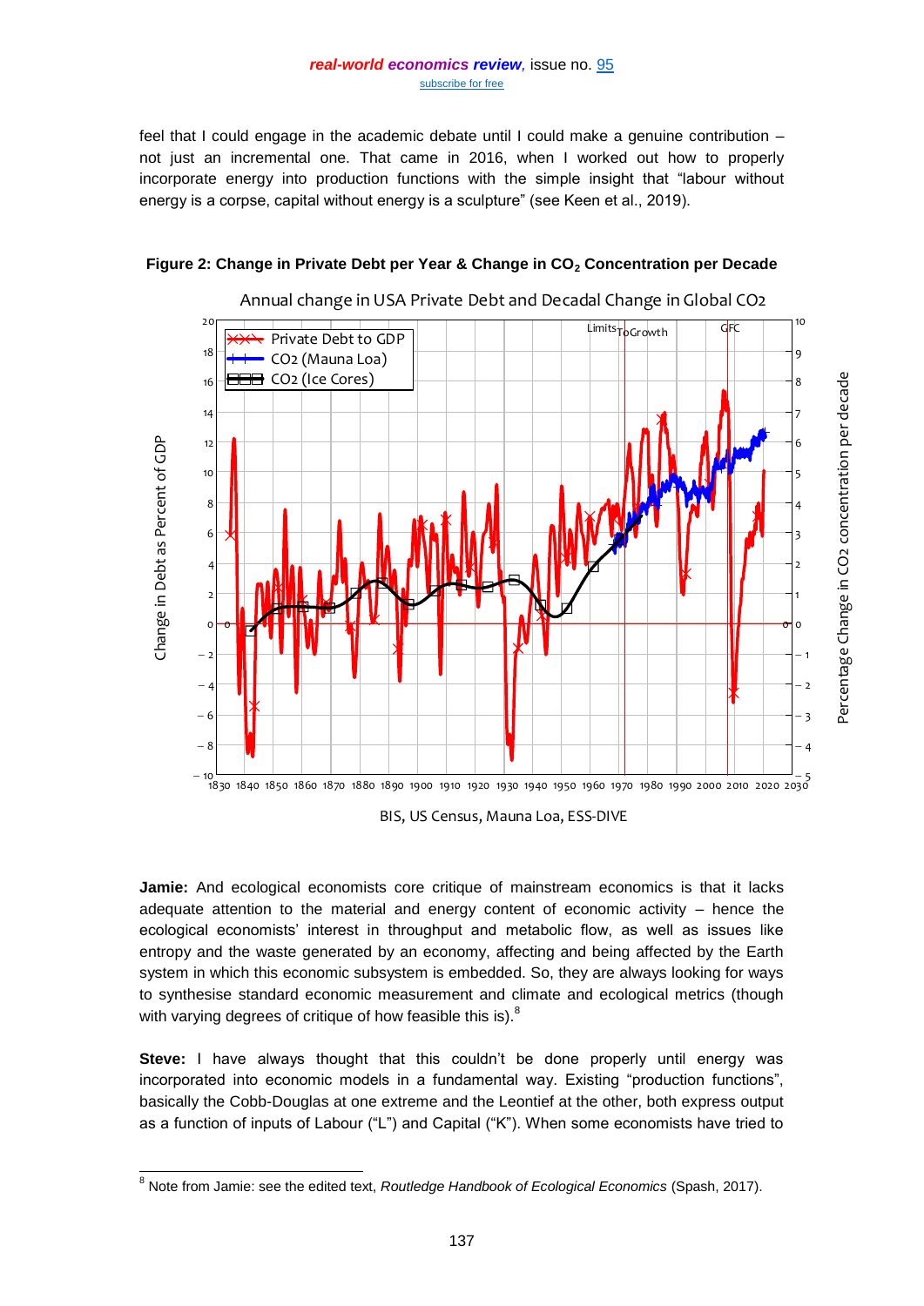feel that I could engage in the academic debate until I could make a genuine contribution – not just an incremental one. That came in 2016, when I worked out how to properly incorporate energy into production functions with the simple insight that "labour without energy is a corpse, capital without energy is a sculpture" (see Keen et al., 2019).

**Figure 2: Change in Private Debt per Year & Change in $CO_2$ Concentration per Decade**

**Jamie:** And ecological economists core critique of mainstream economics is that it lacks adequate attention to the material and energy content of economic activity – hence the ecological economists' interest in throughput and metabolic flow, as well as issues like entropy and the waste generated by an economy, affecting and being affected by the Earth system in which this economic subsystem is embedded. So, they are always looking for ways to synthesise standard economic measurement and climate and ecological metrics (though with varying degrees of critique of how feasible this is).[8]

**Steve:** I have always thought that this couldn't be done properly until energy was incorporated into economic models in a fundamental way. Existing "production functions", basically the Cobb-Douglas at one extreme and the Leontief at the other, both express output as a function of inputs of Labour ("L") and Capital ("K"). When some economists have tried to

[8] Note from Jamie: see the edited text, *Routledge Handbook of Ecological Economics* (Spash, 2017).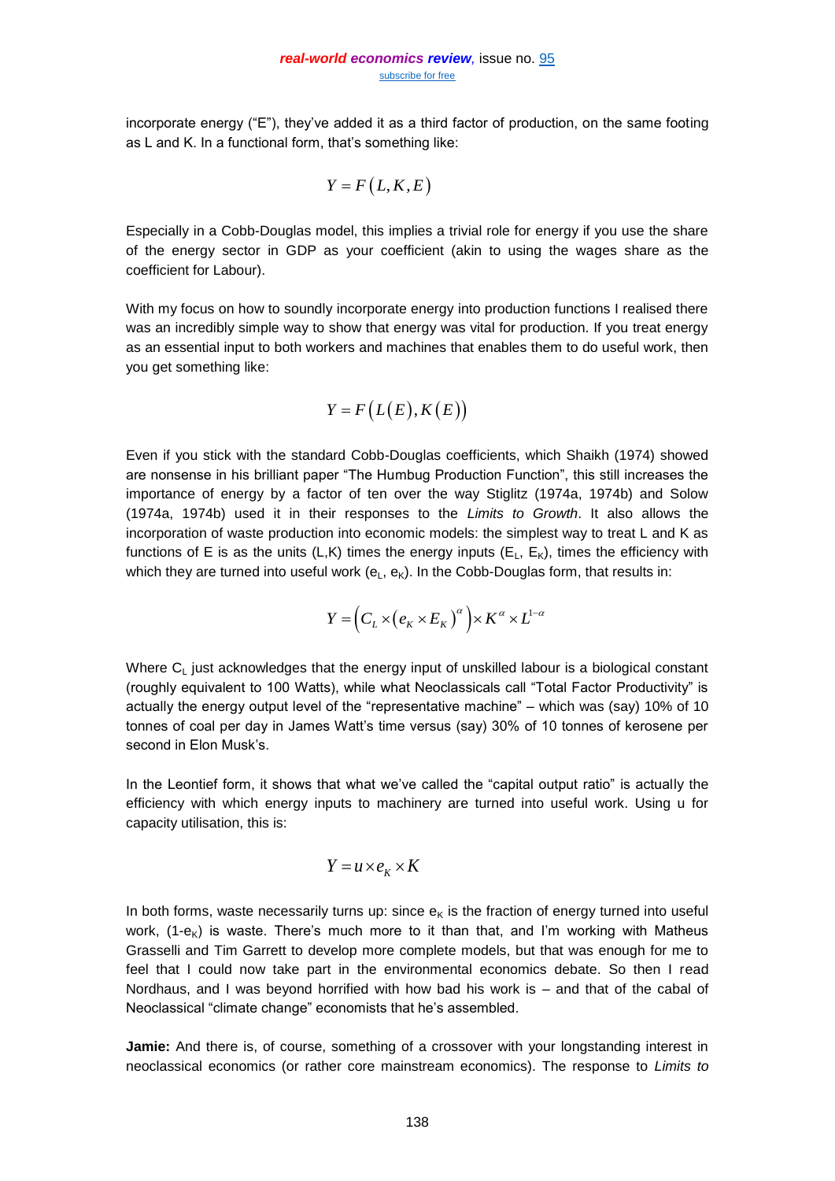incorporate energy ("E"), they've added it as a third factor of production, on the same footing as L and K. In a functional form, that's something like:

$$Y = F(L, K, E)$$

Especially in a Cobb-Douglas model, this implies a trivial role for energy if you use the share of the energy sector in GDP as your coefficient (akin to using the wages share as the coefficient for Labour).

With my focus on how to soundly incorporate energy into production functions I realised there was an incredibly simple way to show that energy was vital for production. If you treat energy as an essential input to both workers and machines that enables them to do useful work, then you get something like:

$$Y = F(L(E), K(E))$$

Even if you stick with the standard Cobb-Douglas coefficients, which Shaikh (1974) showed are nonsense in his brilliant paper "The Humbug Production Function", this still increases the importance of energy by a factor of ten over the way Stiglitz (1974a, 1974b) and Solow (1974a, 1974b) used it in their responses to the *Limits to Growth*. It also allows the incorporation of waste production into economic models: the simplest way to treat L and K as functions of E is as the units (L,K) times the energy inputs ($E_L$, $E_K$), times the efficiency with which they are turned into useful work ($e_L$, $e_K$). In the Cobb-Douglas form, that results in:

$$Y = \left(C_L \times (e_K \times E_K)^{\alpha}\right) \times K^{\alpha} \times L^{1-\alpha}$$

Where $C_L$ just acknowledges that the energy input of unskilled labour is a biological constant (roughly equivalent to 100 Watts), while what Neoclassicals call "Total Factor Productivity" is actually the energy output level of the "representative machine" – which was (say) 10% of 10 tonnes of coal per day in James Watt's time versus (say) 30% of 10 tonnes of kerosene per second in Elon Musk's.

In the Leontief form, it shows that what we've called the "capital output ratio" is actually the efficiency with which energy inputs to machinery are turned into useful work. Using u for capacity utilisation, this is:

$$Y = u \times e_K \times K$$

In both forms, waste necessarily turns up: since $e_K$ is the fraction of energy turned into useful work, $(1-e_K)$ is waste. There's much more to it than that, and I'm working with Matheus Grasselli and Tim Garrett to develop more complete models, but that was enough for me to feel that I could now take part in the environmental economics debate. So then I read Nordhaus, and I was beyond horrified with how bad his work is – and that of the cabal of Neoclassical "climate change" economists that he's assembled.

**Jamie:** And there is, of course, something of a crossover with your longstanding interest in neoclassical economics (or rather core mainstream economics). The response to *Limits to*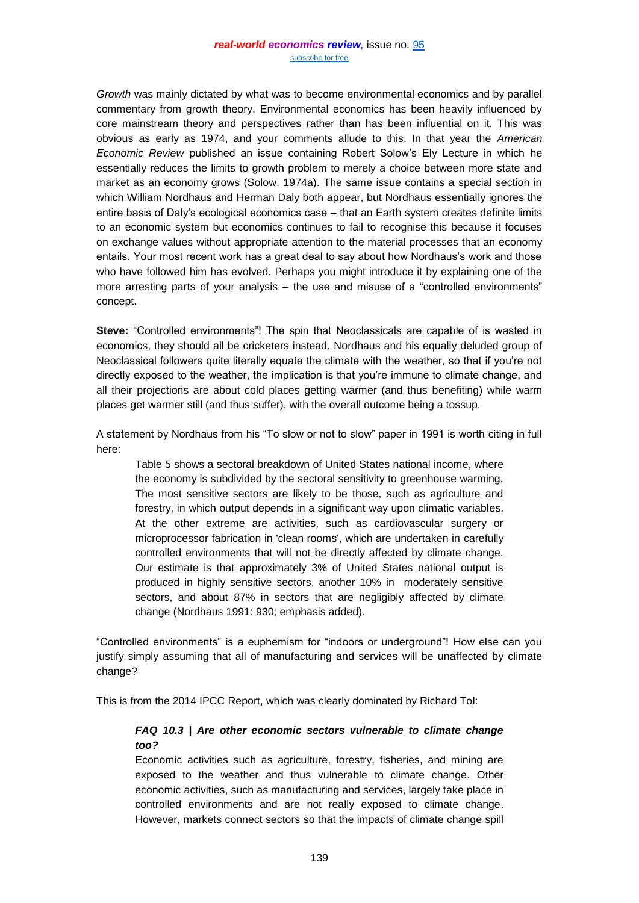*Growth* was mainly dictated by what was to become environmental economics and by parallel commentary from growth theory. Environmental economics has been heavily influenced by core mainstream theory and perspectives rather than has been influential on it. This was obvious as early as 1974, and your comments allude to this. In that year the *American Economic Review* published an issue containing Robert Solow's Ely Lecture in which he essentially reduces the limits to growth problem to merely a choice between more state and market as an economy grows (Solow, 1974a). The same issue contains a special section in which William Nordhaus and Herman Daly both appear, but Nordhaus essentially ignores the entire basis of Daly's ecological economics case – that an Earth system creates definite limits to an economic system but economics continues to fail to recognise this because it focuses on exchange values without appropriate attention to the material processes that an economy entails. Your most recent work has a great deal to say about how Nordhaus's work and those who have followed him has evolved. Perhaps you might introduce it by explaining one of the more arresting parts of your analysis – the use and misuse of a "controlled environments" concept.

**Steve:** "Controlled environments"! The spin that Neoclassicals are capable of is wasted in economics, they should all be cricketers instead. Nordhaus and his equally deluded group of Neoclassical followers quite literally equate the climate with the weather, so that if you're not directly exposed to the weather, the implication is that you're immune to climate change, and all their projections are about cold places getting warmer (and thus benefiting) while warm places get warmer still (and thus suffer), with the overall outcome being a tossup.

A statement by Nordhaus from his "To slow or not to slow" paper in 1991 is worth citing in full here:

> Table 5 shows a sectoral breakdown of United States national income, where the economy is subdivided by the sectoral sensitivity to greenhouse warming. The most sensitive sectors are likely to be those, such as agriculture and forestry, in which output depends in a significant way upon climatic variables. At the other extreme are activities, such as cardiovascular surgery or microprocessor fabrication in 'clean rooms', which are undertaken in carefully controlled environments that will not be directly affected by climate change. Our estimate is that approximately 3% of United States national output is produced in highly sensitive sectors, another 10% in moderately sensitive sectors, and about 87% in sectors that are negligibly affected by climate change (Nordhaus 1991: 930; emphasis added).

"Controlled environments" is a euphemism for "indoors or underground"! How else can you justify simply assuming that all of manufacturing and services will be unaffected by climate change?

This is from the 2014 IPCC Report, which was clearly dominated by Richard Tol:

> ***FAQ 10.3 | Are other economic sectors vulnerable to climate change too?***
>
> Economic activities such as agriculture, forestry, fisheries, and mining are exposed to the weather and thus vulnerable to climate change. Other economic activities, such as manufacturing and services, largely take place in controlled environments and are not really exposed to climate change. However, markets connect sectors so that the impacts of climate change spill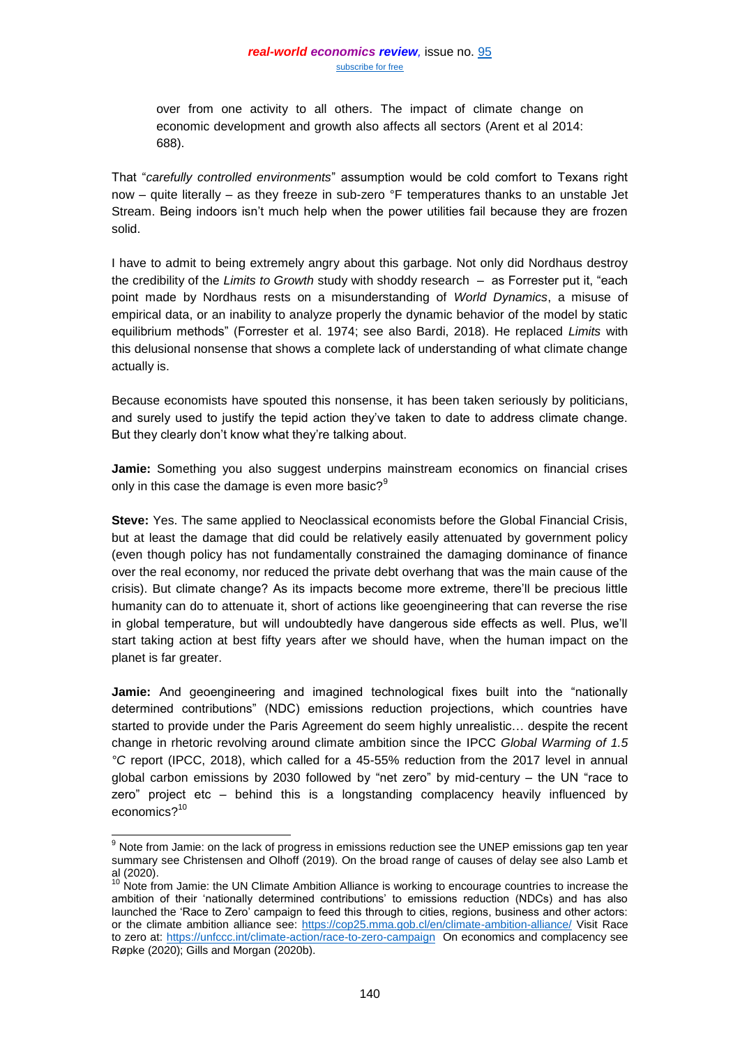> over from one activity to all others. The impact of climate change on economic development and growth also affects all sectors (Arent et al 2014: 688).

That "*carefully controlled environments*" assumption would be cold comfort to Texans right now – quite literally – as they freeze in sub-zero °F temperatures thanks to an unstable Jet Stream. Being indoors isn't much help when the power utilities fail because they are frozen solid.

I have to admit to being extremely angry about this garbage. Not only did Nordhaus destroy the credibility of the *Limits to Growth* study with shoddy research – as Forrester put it, "each point made by Nordhaus rests on a misunderstanding of *World Dynamics*, a misuse of empirical data, or an inability to analyze properly the dynamic behavior of the model by static equilibrium methods" (Forrester et al. 1974; see also Bardi, 2018). He replaced *Limits* with this delusional nonsense that shows a complete lack of understanding of what climate change actually is.

Because economists have spouted this nonsense, it has been taken seriously by politicians, and surely used to justify the tepid action they've taken to date to address climate change. But they clearly don't know what they're talking about.

**Jamie:** Something you also suggest underpins mainstream economics on financial crises only in this case the damage is even more basic?[9]

**Steve:** Yes. The same applied to Neoclassical economists before the Global Financial Crisis, but at least the damage that did could be relatively easily attenuated by government policy (even though policy has not fundamentally constrained the damaging dominance of finance over the real economy, nor reduced the private debt overhang that was the main cause of the crisis). But climate change? As its impacts become more extreme, there'll be precious little humanity can do to attenuate it, short of actions like geoengineering that can reverse the rise in global temperature, but will undoubtedly have dangerous side effects as well. Plus, we'll start taking action at best fifty years after we should have, when the human impact on the planet is far greater.

**Jamie:** And geoengineering and imagined technological fixes built into the "nationally determined contributions" (NDC) emissions reduction projections, which countries have started to provide under the Paris Agreement do seem highly unrealistic… despite the recent change in rhetoric revolving around climate ambition since the IPCC *Global Warming of 1.5 °C* report (IPCC, 2018), which called for a 45-55% reduction from the 2017 level in annual global carbon emissions by 2030 followed by "net zero" by mid-century – the UN "race to zero" project etc – behind this is a longstanding complacency heavily influenced by economics?[10]

---

[9] Note from Jamie: on the lack of progress in emissions reduction see the UNEP emissions gap ten year summary see Christensen and Olhoff (2019). On the broad range of causes of delay see also Lamb et al (2020).

[10] Note from Jamie: the UN Climate Ambition Alliance is working to encourage countries to increase the ambition of their 'nationally determined contributions' to emissions reduction (NDCs) and has also launched the 'Race to Zero' campaign to feed this through to cities, regions, business and other actors: or the climate ambition alliance see: https://cop25.mma.gob.cl/en/climate-ambition-alliance/ Visit Race to zero at: https://unfccc.int/climate-action/race-to-zero-campaign On economics and complacency see Røpke (2020); Gills and Morgan (2020b).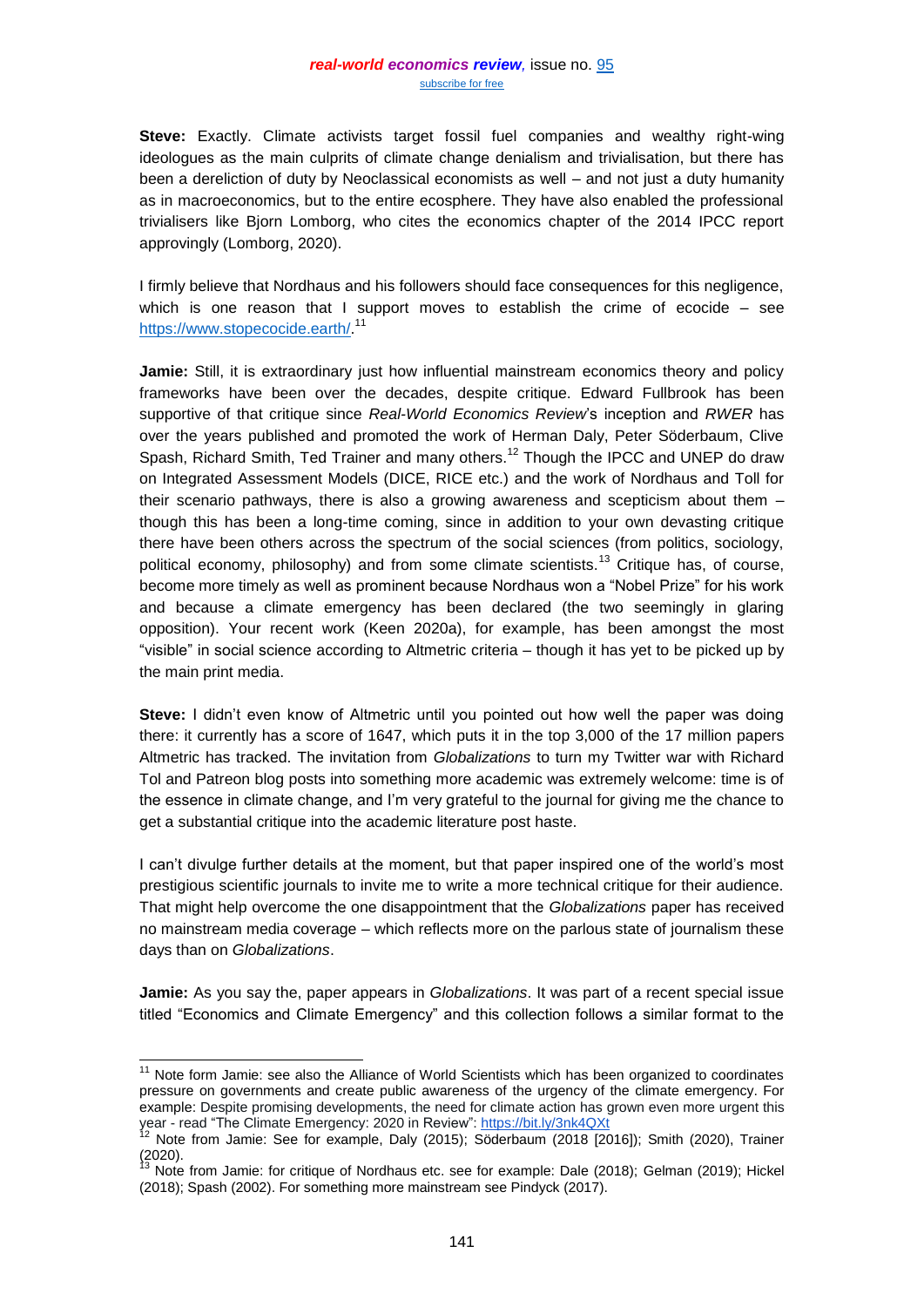**Steve:** Exactly. Climate activists target fossil fuel companies and wealthy right-wing ideologues as the main culprits of climate change denialism and trivialisation, but there has been a dereliction of duty by Neoclassical economists as well – and not just a duty humanity as in macroeconomics, but to the entire ecosphere. They have also enabled the professional trivialisers like Bjorn Lomborg, who cites the economics chapter of the 2014 IPCC report approvingly (Lomborg, 2020).

I firmly believe that Nordhaus and his followers should face consequences for this negligence, which is one reason that I support moves to establish the crime of ecocide – see https://www.stopecocide.earth/.[11]

**Jamie:** Still, it is extraordinary just how influential mainstream economics theory and policy frameworks have been over the decades, despite critique. Edward Fullbrook has been supportive of that critique since *Real-World Economics Review*'s inception and *RWER* has over the years published and promoted the work of Herman Daly, Peter Söderbaum, Clive Spash, Richard Smith, Ted Trainer and many others.[12] Though the IPCC and UNEP do draw on Integrated Assessment Models (DICE, RICE etc.) and the work of Nordhaus and Toll for their scenario pathways, there is also a growing awareness and scepticism about them – though this has been a long-time coming, since in addition to your own devasting critique there have been others across the spectrum of the social sciences (from politics, sociology, political economy, philosophy) and from some climate scientists.[13] Critique has, of course, become more timely as well as prominent because Nordhaus won a "Nobel Prize" for his work and because a climate emergency has been declared (the two seemingly in glaring opposition). Your recent work (Keen 2020a), for example, has been amongst the most "visible" in social science according to Altmetric criteria – though it has yet to be picked up by the main print media.

**Steve:** I didn't even know of Altmetric until you pointed out how well the paper was doing there: it currently has a score of 1647, which puts it in the top 3,000 of the 17 million papers Altmetric has tracked. The invitation from *Globalizations* to turn my Twitter war with Richard Tol and Patreon blog posts into something more academic was extremely welcome: time is of the essence in climate change, and I'm very grateful to the journal for giving me the chance to get a substantial critique into the academic literature post haste.

I can't divulge further details at the moment, but that paper inspired one of the world's most prestigious scientific journals to invite me to write a more technical critique for their audience. That might help overcome the one disappointment that the *Globalizations* paper has received no mainstream media coverage – which reflects more on the parlous state of journalism these days than on *Globalizations*.

**Jamie:** As you say the, paper appears in *Globalizations*. It was part of a recent special issue titled "Economics and Climate Emergency" and this collection follows a similar format to the

---

[11] Note form Jamie: see also the Alliance of World Scientists which has been organized to coordinates pressure on governments and create public awareness of the urgency of the climate emergency. For example: Despite promising developments, the need for climate action has grown even more urgent this year - read "The Climate Emergency: 2020 in Review": https://bit.ly/3nk4QXt

[12] Note from Jamie: See for example, Daly (2015); Söderbaum (2018 [2016]); Smith (2020), Trainer (2020).

[13] Note from Jamie: for critique of Nordhaus etc. see for example: Dale (2018); Gelman (2019); Hickel (2018); Spash (2002). For something more mainstream see Pindyck (2017).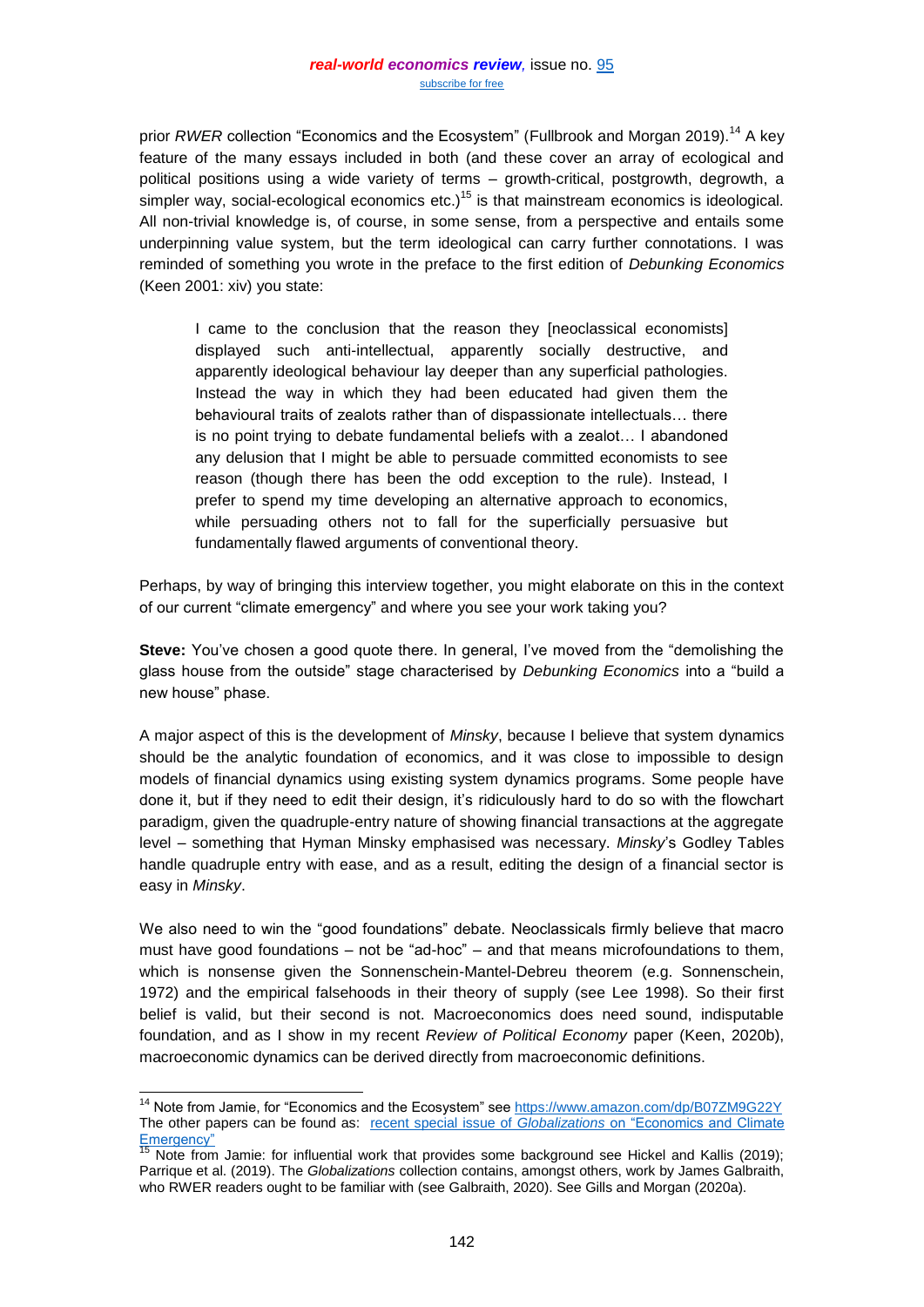prior *RWER* collection "Economics and the Ecosystem" (Fullbrook and Morgan 2019).[14] A key feature of the many essays included in both (and these cover an array of ecological and political positions using a wide variety of terms – growth-critical, postgrowth, degrowth, a simpler way, social-ecological economics etc.)[15] is that mainstream economics is ideological. All non-trivial knowledge is, of course, in some sense, from a perspective and entails some underpinning value system, but the term ideological can carry further connotations. I was reminded of something you wrote in the preface to the first edition of *Debunking Economics* (Keen 2001: xiv) you state:

> I came to the conclusion that the reason they [neoclassical economists] displayed such anti-intellectual, apparently socially destructive, and apparently ideological behaviour lay deeper than any superficial pathologies. Instead the way in which they had been educated had given them the behavioural traits of zealots rather than of dispassionate intellectuals… there is no point trying to debate fundamental beliefs with a zealot… I abandoned any delusion that I might be able to persuade committed economists to see reason (though there has been the odd exception to the rule). Instead, I prefer to spend my time developing an alternative approach to economics, while persuading others not to fall for the superficially persuasive but fundamentally flawed arguments of conventional theory.

Perhaps, by way of bringing this interview together, you might elaborate on this in the context of our current "climate emergency" and where you see your work taking you?

**Steve:** You've chosen a good quote there. In general, I've moved from the "demolishing the glass house from the outside" stage characterised by *Debunking Economics* into a "build a new house" phase.

A major aspect of this is the development of *Minsky*, because I believe that system dynamics should be the analytic foundation of economics, and it was close to impossible to design models of financial dynamics using existing system dynamics programs. Some people have done it, but if they need to edit their design, it's ridiculously hard to do so with the flowchart paradigm, given the quadruple-entry nature of showing financial transactions at the aggregate level – something that Hyman Minsky emphasised was necessary. *Minsky*'s Godley Tables handle quadruple entry with ease, and as a result, editing the design of a financial sector is easy in *Minsky*.

We also need to win the "good foundations" debate. Neoclassicals firmly believe that macro must have good foundations – not be "ad-hoc" – and that means microfoundations to them, which is nonsense given the Sonnenschein-Mantel-Debreu theorem (e.g. Sonnenschein, 1972) and the empirical falsehoods in their theory of supply (see Lee 1998). So their first belief is valid, but their second is not. Macroeconomics does need sound, indisputable foundation, and as I show in my recent *Review of Political Economy* paper (Keen, 2020b), macroeconomic dynamics can be derived directly from macroeconomic definitions.

---

[14] Note from Jamie, for "Economics and the Ecosystem" see https://www.amazon.com/dp/B07ZM9G22Y The other papers can be found as: recent special issue of *Globalizations* on "Economics and Climate Emergency"

[15] Note from Jamie: for influential work that provides some background see Hickel and Kallis (2019); Parrique et al. (2019). The *Globalizations* collection contains, amongst others, work by James Galbraith, who RWER readers ought to be familiar with (see Galbraith, 2020). See Gills and Morgan (2020a).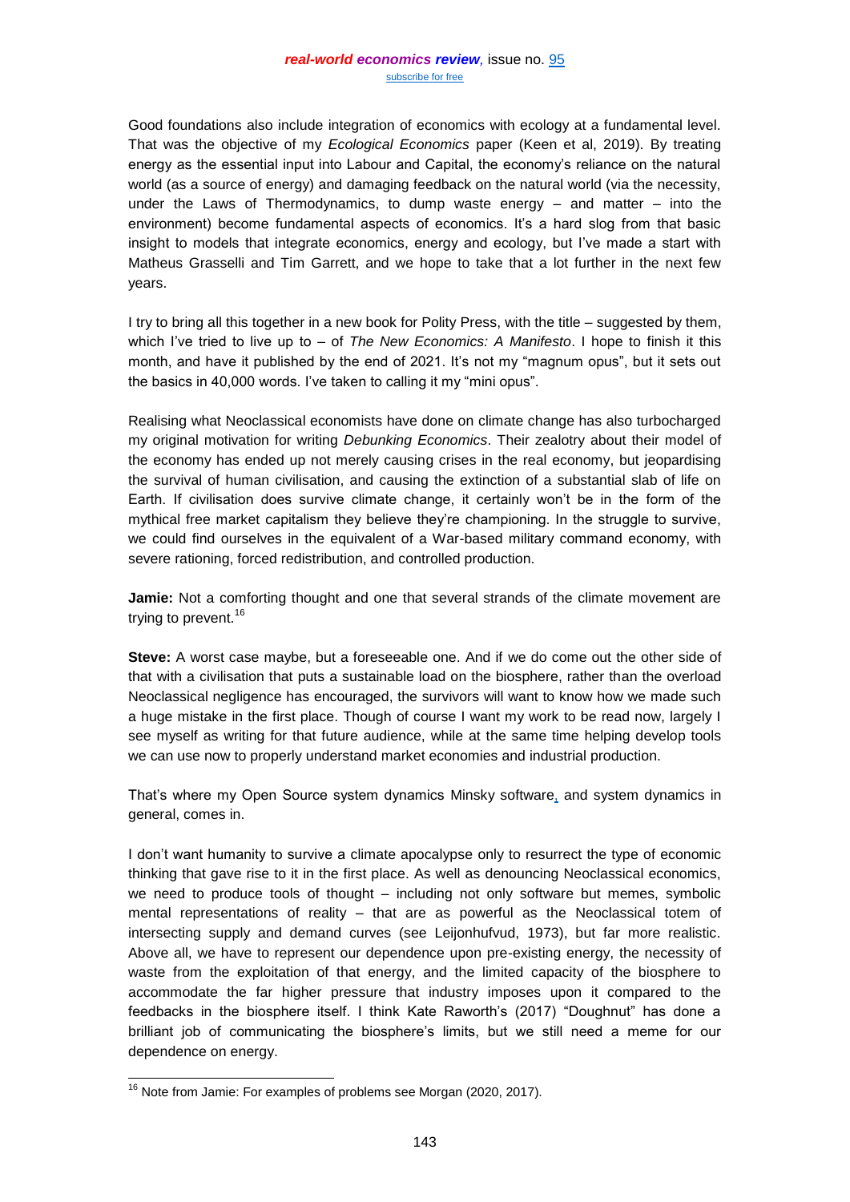Good foundations also include integration of economics with ecology at a fundamental level. That was the objective of my *Ecological Economics* paper (Keen et al, 2019). By treating energy as the essential input into Labour and Capital, the economy's reliance on the natural world (as a source of energy) and damaging feedback on the natural world (via the necessity, under the Laws of Thermodynamics, to dump waste energy – and matter – into the environment) become fundamental aspects of economics. It's a hard slog from that basic insight to models that integrate economics, energy and ecology, but I've made a start with Matheus Grasselli and Tim Garrett, and we hope to take that a lot further in the next few years.

I try to bring all this together in a new book for Polity Press, with the title – suggested by them, which I've tried to live up to – of *The New Economics: A Manifesto*. I hope to finish it this month, and have it published by the end of 2021. It's not my "magnum opus", but it sets out the basics in 40,000 words. I've taken to calling it my "mini opus".

Realising what Neoclassical economists have done on climate change has also turbocharged my original motivation for writing *Debunking Economics*. Their zealotry about their model of the economy has ended up not merely causing crises in the real economy, but jeopardising the survival of human civilisation, and causing the extinction of a substantial slab of life on Earth. If civilisation does survive climate change, it certainly won't be in the form of the mythical free market capitalism they believe they're championing. In the struggle to survive, we could find ourselves in the equivalent of a War-based military command economy, with severe rationing, forced redistribution, and controlled production.

**Jamie:** Not a comforting thought and one that several strands of the climate movement are trying to prevent.[16]

**Steve:** A worst case maybe, but a foreseeable one. And if we do come out the other side of that with a civilisation that puts a sustainable load on the biosphere, rather than the overload Neoclassical negligence has encouraged, the survivors will want to know how we made such a huge mistake in the first place. Though of course I want my work to be read now, largely I see myself as writing for that future audience, while at the same time helping develop tools we can use now to properly understand market economies and industrial production.

That's where my Open Source system dynamics Minsky software, and system dynamics in general, comes in.

I don't want humanity to survive a climate apocalypse only to resurrect the type of economic thinking that gave rise to it in the first place. As well as denouncing Neoclassical economics, we need to produce tools of thought – including not only software but memes, symbolic mental representations of reality – that are as powerful as the Neoclassical totem of intersecting supply and demand curves (see Leijonhufvud, 1973), but far more realistic. Above all, we have to represent our dependence upon pre-existing energy, the necessity of waste from the exploitation of that energy, and the limited capacity of the biosphere to accommodate the far higher pressure that industry imposes upon it compared to the feedbacks in the biosphere itself. I think Kate Raworth's (2017) "Doughnut" has done a brilliant job of communicating the biosphere's limits, but we still need a meme for our dependence on energy.

[16] Note from Jamie: For examples of problems see Morgan (2020, 2017).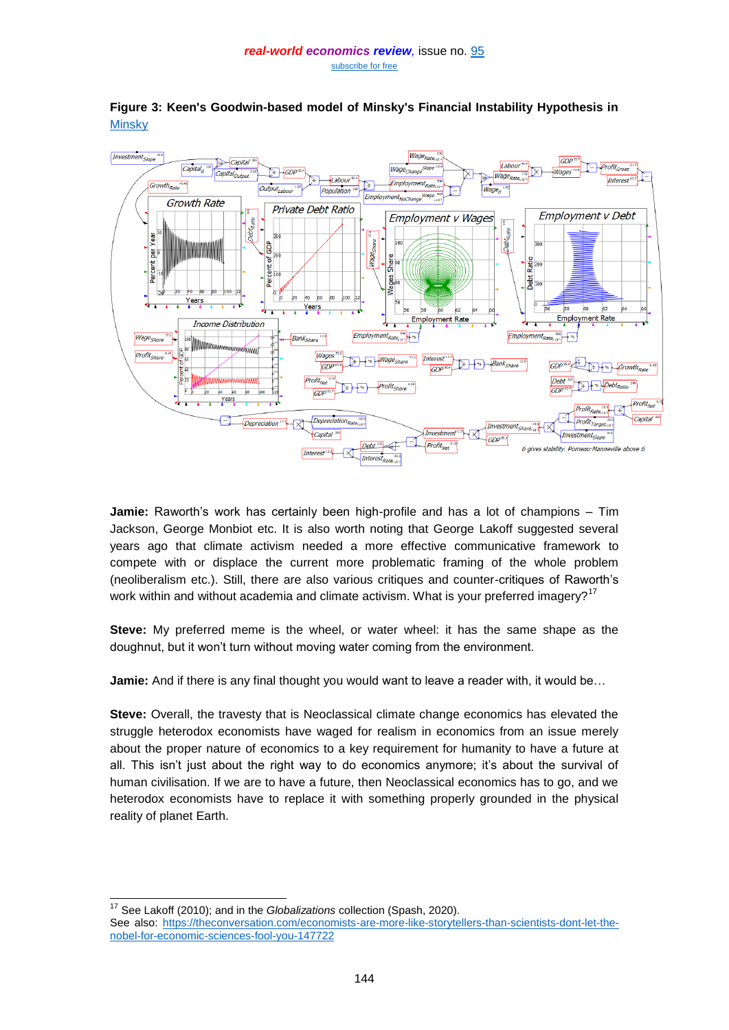**Figure 3: Keen's Goodwin-based model of Minsky's Financial Instability Hypothesis in [Minsky](#)**

**Jamie:** Raworth's work has certainly been high-profile and has a lot of champions – Tim Jackson, George Monbiot etc. It is also worth noting that George Lakoff suggested several years ago that climate activism needed a more effective communicative framework to compete with or displace the current more problematic framing of the whole problem (neoliberalism etc.). Still, there are also various critiques and counter-critiques of Raworth's work within and without academia and climate activism. What is your preferred imagery?[17]

**Steve:** My preferred meme is the wheel, or water wheel: it has the same shape as the doughnut, but it won't turn without moving water coming from the environment.

**Jamie:** And if there is any final thought you would want to leave a reader with, it would be…

**Steve:** Overall, the travesty that is Neoclassical climate change economics has elevated the struggle heterodox economists have waged for realism in economics from an issue merely about the proper nature of economics to a key requirement for humanity to have a future at all. This isn't just about the right way to do economics anymore; it's about the survival of human civilisation. If we are to have a future, then Neoclassical economics has to go, and we heterodox economists have to replace it with something properly grounded in the physical reality of planet Earth.

---

[17] See Lakoff (2010); and in the *Globalizations* collection (Spash, 2020).
See also: https://theconversation.com/economists-are-more-like-storytellers-than-scientists-dont-let-the-nobel-for-economic-sciences-fool-you-147722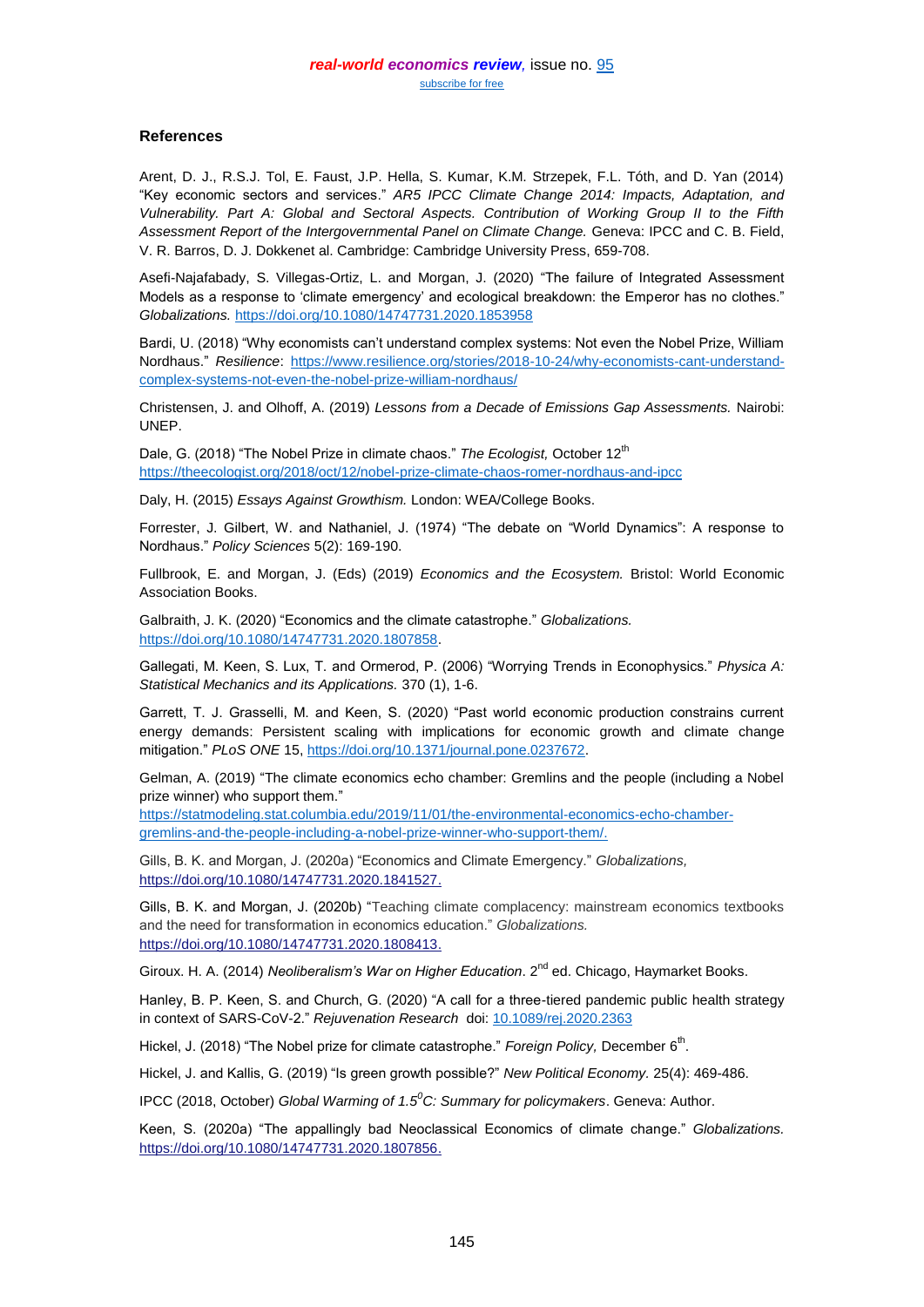## References

Arent, D. J., R.S.J. Tol, E. Faust, J.P. Hella, S. Kumar, K.M. Strzepek, F.L. Tóth, and D. Yan (2014) "Key economic sectors and services." *AR5 IPCC Climate Change 2014: Impacts, Adaptation, and Vulnerability. Part A: Global and Sectoral Aspects. Contribution of Working Group II to the Fifth Assessment Report of the Intergovernmental Panel on Climate Change.* Geneva: IPCC and C. B. Field, V. R. Barros, D. J. Dokkenet al. Cambridge: Cambridge University Press, 659-708.

Asefi-Najafabady, S. Villegas-Ortiz, L. and Morgan, J. (2020) "The failure of Integrated Assessment Models as a response to 'climate emergency' and ecological breakdown: the Emperor has no clothes." *Globalizations.* https://doi.org/10.1080/14747731.2020.1853958

Bardi, U. (2018) "Why economists can't understand complex systems: Not even the Nobel Prize, William Nordhaus." *Resilience*: https://www.resilience.org/stories/2018-10-24/why-economists-cant-understand-complex-systems-not-even-the-nobel-prize-william-nordhaus/

Christensen, J. and Olhoff, A. (2019) *Lessons from a Decade of Emissions Gap Assessments.* Nairobi: UNEP.

Dale, G. (2018) "The Nobel Prize in climate chaos." *The Ecologist,* October 12th https://theecologist.org/2018/oct/12/nobel-prize-climate-chaos-romer-nordhaus-and-ipcc

Daly, H. (2015) *Essays Against Growthism.* London: WEA/College Books.

Forrester, J. Gilbert, W. and Nathaniel, J. (1974) "The debate on "World Dynamics": A response to Nordhaus." *Policy Sciences* 5(2): 169-190.

Fullbrook, E. and Morgan, J. (Eds) (2019) *Economics and the Ecosystem.* Bristol: World Economic Association Books.

Galbraith, J. K. (2020) "Economics and the climate catastrophe." *Globalizations.* https://doi.org/10.1080/14747731.2020.1807858.

Gallegati, M. Keen, S. Lux, T. and Ormerod, P. (2006) "Worrying Trends in Econophysics." *Physica A: Statistical Mechanics and its Applications.* 370 (1), 1-6.

Garrett, T. J. Grasselli, M. and Keen, S. (2020) "Past world economic production constrains current energy demands: Persistent scaling with implications for economic growth and climate change mitigation." *PLoS ONE* 15, https://doi.org/10.1371/journal.pone.0237672.

Gelman, A. (2019) "The climate economics echo chamber: Gremlins and the people (including a Nobel prize winner) who support them." https://statmodeling.stat.columbia.edu/2019/11/01/the-environmental-economics-echo-chamber-gremlins-and-the-people-including-a-nobel-prize-winner-who-support-them/.

Gills, B. K. and Morgan, J. (2020a) "Economics and Climate Emergency." *Globalizations,* https://doi.org/10.1080/14747731.2020.1841527.

Gills, B. K. and Morgan, J. (2020b) "Teaching climate complacency: mainstream economics textbooks and the need for transformation in economics education." *Globalizations.* https://doi.org/10.1080/14747731.2020.1808413.

Giroux. H. A. (2014) *Neoliberalism's War on Higher Education*. 2nd ed. Chicago, Haymarket Books.

Hanley, B. P. Keen, S. and Church, G. (2020) "A call for a three-tiered pandemic public health strategy in context of SARS-CoV-2." *Rejuvenation Research* doi: 10.1089/rej.2020.2363

Hickel, J. (2018) "The Nobel prize for climate catastrophe." *Foreign Policy,* December 6th.

Hickel, J. and Kallis, G. (2019) "Is green growth possible?" *New Political Economy.* 25(4): 469-486.

IPCC (2018, October) *Global Warming of 1.5$^0$C: Summary for policymakers*. Geneva: Author.

Keen, S. (2020a) "The appallingly bad Neoclassical Economics of climate change." *Globalizations.* https://doi.org/10.1080/14747731.2020.1807856.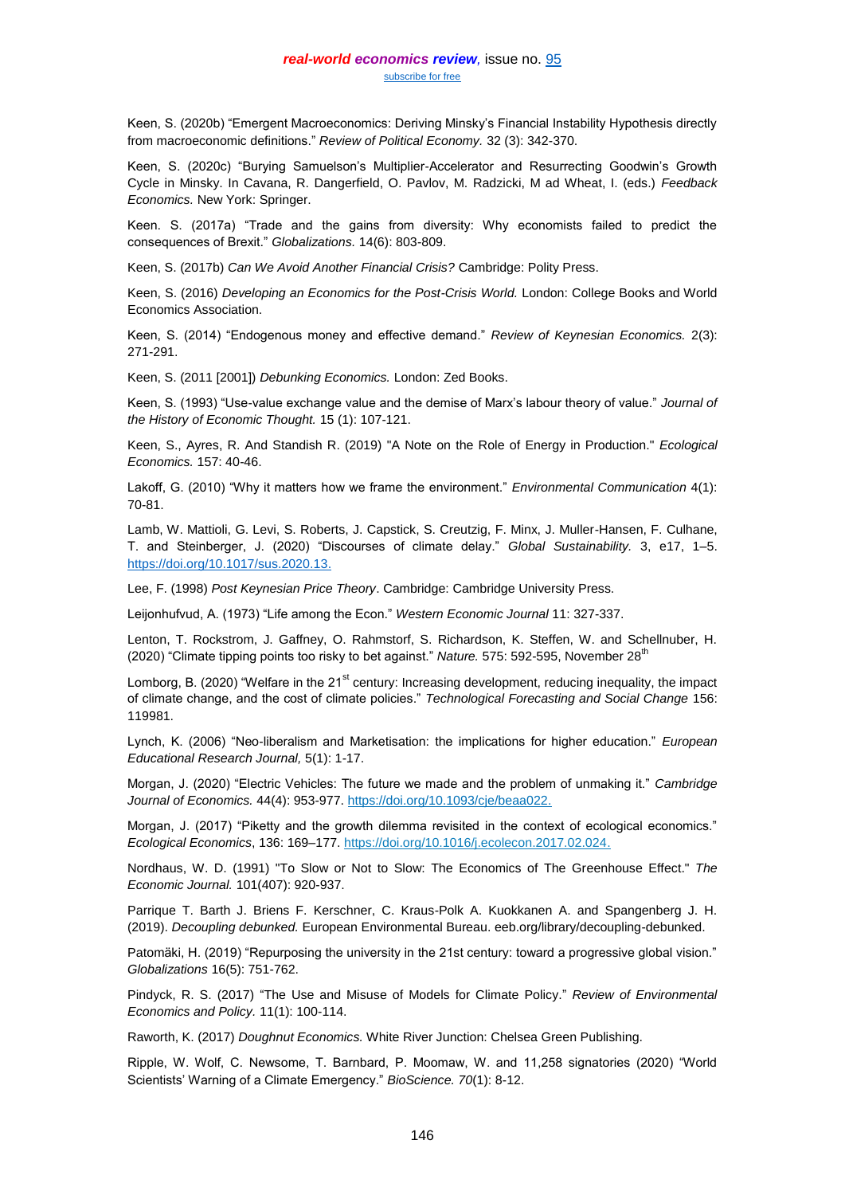Keen, S. (2020b) “Emergent Macroeconomics: Deriving Minsky’s Financial Instability Hypothesis directly from macroeconomic definitions.” *Review of Political Economy.* 32 (3): 342-370.

Keen, S. (2020c) “Burying Samuelson’s Multiplier-Accelerator and Resurrecting Goodwin’s Growth Cycle in Minsky. In Cavana, R. Dangerfield, O. Pavlov, M. Radzicki, M ad Wheat, I. (eds.) *Feedback Economics.* New York: Springer.

Keen. S. (2017a) “Trade and the gains from diversity: Why economists failed to predict the consequences of Brexit.” *Globalizations.* 14(6): 803-809.

Keen, S. (2017b) *Can We Avoid Another Financial Crisis?* Cambridge: Polity Press.

Keen, S. (2016) *Developing an Economics for the Post-Crisis World.* London: College Books and World Economics Association.

Keen, S. (2014) “Endogenous money and effective demand.” *Review of Keynesian Economics.* 2(3): 271-291.

Keen, S. (2011 [2001]) *Debunking Economics.* London: Zed Books.

Keen, S. (1993) “Use-value exchange value and the demise of Marx’s labour theory of value.” *Journal of the History of Economic Thought.* 15 (1): 107-121.

Keen, S., Ayres, R. And Standish R. (2019) "A Note on the Role of Energy in Production." *Ecological Economics.* 157: 40-46.

Lakoff, G. (2010) “Why it matters how we frame the environment.” *Environmental Communication* 4(1): 70-81.

Lamb, W. Mattioli, G. Levi, S. Roberts, J. Capstick, S. Creutzig, F. Minx, J. Muller-Hansen, F. Culhane, T. and Steinberger, J. (2020) “Discourses of climate delay.” *Global Sustainability.* 3, e17, 1–5. https://doi.org/10.1017/sus.2020.13.

Lee, F. (1998) *Post Keynesian Price Theory*. Cambridge: Cambridge University Press.

Leijonhufvud, A. (1973) “Life among the Econ.” *Western Economic Journal* 11: 327-337.

Lenton, T. Rockstrom, J. Gaffney, O. Rahmstorf, S. Richardson, K. Steffen, W. and Schellnuber, H. (2020) “Climate tipping points too risky to bet against.” *Nature.* 575: 592-595, November 28th

Lomborg, B. (2020) “Welfare in the 21st century: Increasing development, reducing inequality, the impact of climate change, and the cost of climate policies.” *Technological Forecasting and Social Change* 156: 119981.

Lynch, K. (2006) “Neo-liberalism and Marketisation: the implications for higher education.” *European Educational Research Journal,* 5(1): 1-17.

Morgan, J. (2020) “Electric Vehicles: The future we made and the problem of unmaking it.” *Cambridge Journal of Economics.* 44(4): 953-977. https://doi.org/10.1093/cje/beaa022.

Morgan, J. (2017) “Piketty and the growth dilemma revisited in the context of ecological economics.” *Ecological Economics*, 136: 169–177. https://doi.org/10.1016/j.ecolecon.2017.02.024.

Nordhaus, W. D. (1991) "To Slow or Not to Slow: The Economics of The Greenhouse Effect." *The Economic Journal.* 101(407): 920-937.

Parrique T. Barth J. Briens F. Kerschner, C. Kraus-Polk A. Kuokkanen A. and Spangenberg J. H. (2019). *Decoupling debunked.* European Environmental Bureau. eeb.org/library/decoupling-debunked.

Patomäki, H. (2019) “Repurposing the university in the 21st century: toward a progressive global vision.” *Globalizations* 16(5): 751-762.

Pindyck, R. S. (2017) “The Use and Misuse of Models for Climate Policy.” *Review of Environmental Economics and Policy.* 11(1): 100-114.

Raworth, K. (2017) *Doughnut Economics.* White River Junction: Chelsea Green Publishing.

Ripple, W. Wolf, C. Newsome, T. Barnbard, P. Moomaw, W. and 11,258 signatories (2020) “World Scientists’ Warning of a Climate Emergency.” *BioScience. 70*(1): 8-12.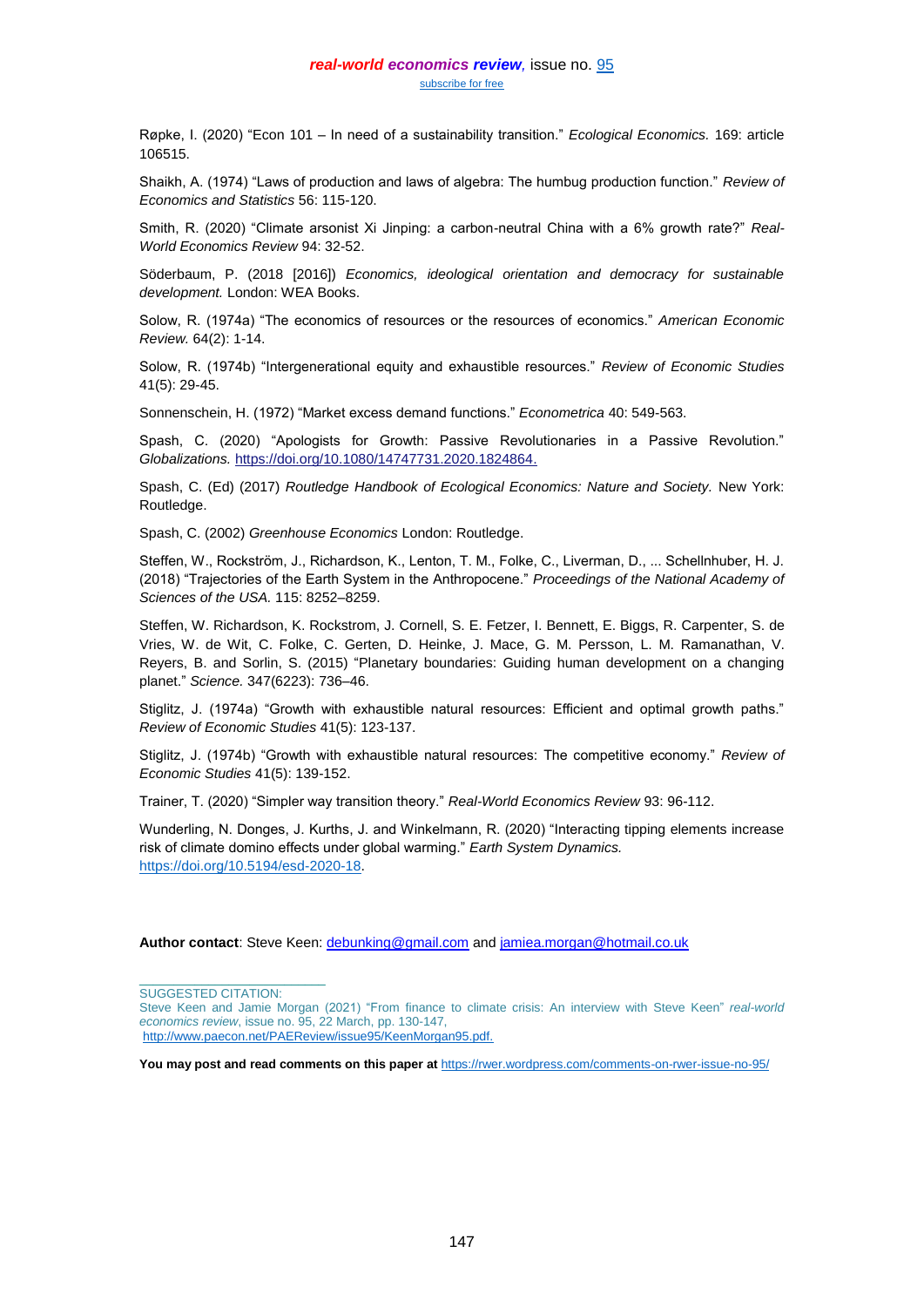Røpke, I. (2020) "Econ 101 – In need of a sustainability transition." *Ecological Economics.* 169: article 106515.

Shaikh, A. (1974) "Laws of production and laws of algebra: The humbug production function." *Review of Economics and Statistics* 56: 115-120.

Smith, R. (2020) "Climate arsonist Xi Jinping: a carbon-neutral China with a 6% growth rate?" *Real-World Economics Review* 94: 32-52.

Söderbaum, P. (2018 [2016]) *Economics, ideological orientation and democracy for sustainable development.* London: WEA Books.

Solow, R. (1974a) "The economics of resources or the resources of economics." *American Economic Review.* 64(2): 1-14.

Solow, R. (1974b) "Intergenerational equity and exhaustible resources." *Review of Economic Studies* 41(5): 29-45.

Sonnenschein, H. (1972) "Market excess demand functions." *Econometrica* 40: 549-563.

Spash, C. (2020) "Apologists for Growth: Passive Revolutionaries in a Passive Revolution." *Globalizations.* https://doi.org/10.1080/14747731.2020.1824864.

Spash, C. (Ed) (2017) *Routledge Handbook of Ecological Economics: Nature and Society.* New York: Routledge.

Spash, C. (2002) *Greenhouse Economics* London: Routledge.

Steffen, W., Rockström, J., Richardson, K., Lenton, T. M., Folke, C., Liverman, D., ... Schellnhuber, H. J. (2018) "Trajectories of the Earth System in the Anthropocene." *Proceedings of the National Academy of Sciences of the USA.* 115: 8252–8259.

Steffen, W. Richardson, K. Rockstrom, J. Cornell, S. E. Fetzer, I. Bennett, E. Biggs, R. Carpenter, S. de Vries, W. de Wit, C. Folke, C. Gerten, D. Heinke, J. Mace, G. M. Persson, L. M. Ramanathan, V. Reyers, B. and Sorlin, S. (2015) "Planetary boundaries: Guiding human development on a changing planet." *Science.* 347(6223): 736–46.

Stiglitz, J. (1974a) "Growth with exhaustible natural resources: Efficient and optimal growth paths." *Review of Economic Studies* 41(5): 123-137.

Stiglitz, J. (1974b) "Growth with exhaustible natural resources: The competitive economy." *Review of Economic Studies* 41(5): 139-152.

Trainer, T. (2020) "Simpler way transition theory." *Real-World Economics Review* 93: 96-112.

Wunderling, N. Donges, J. Kurths, J. and Winkelmann, R. (2020) "Interacting tipping elements increase risk of climate domino effects under global warming." *Earth System Dynamics.* https://doi.org/10.5194/esd-2020-18.

**Author contact**: Steve Keen: debunking@gmail.com and jamiea.morgan@hotmail.co.uk

---

SUGGESTED CITATION:
Steve Keen and Jamie Morgan (2021) "From finance to climate crisis: An interview with Steve Keen" *real-world economics review*, issue no. 95, 22 March, pp. 130-147, http://www.paecon.net/PAEReview/issue95/KeenMorgan95.pdf.

**You may post and read comments on this paper at** https://rwer.wordpress.com/comments-on-rwer-issue-no-95/